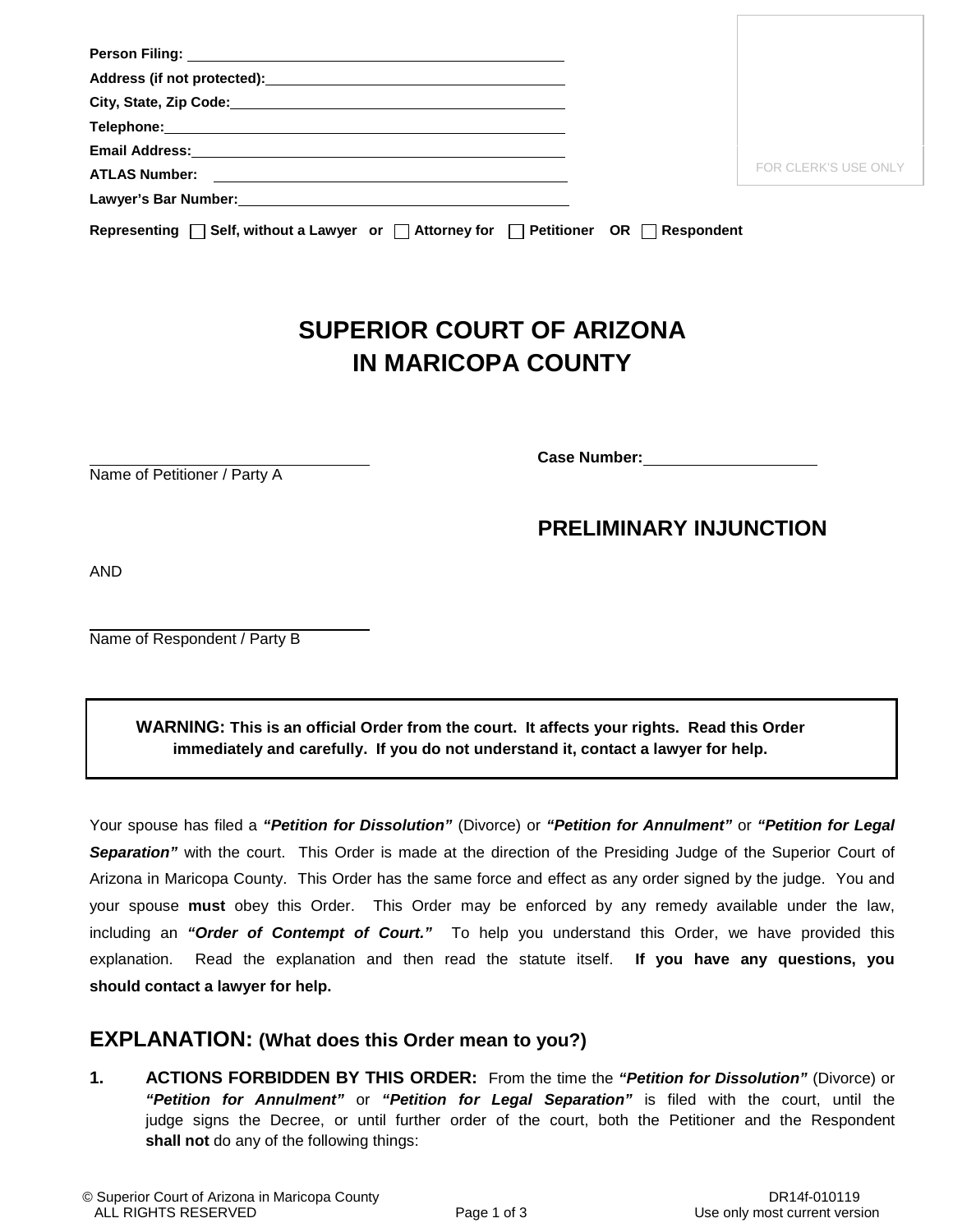Person Filing: ______________________________

Address (if not protected): ______________________________

City, State, Zip Code: ______________________________

Telephone: ______________________________

Email Address: ______________________________

ATLAS Number: ______________________________

Lawyer's Bar Number: ______________________________

FOR CLERK'S USE ONLY

Representing ☐ Self, without a Lawyer or ☐ Attorney for ☐ Petitioner OR ☐ Respondent

# SUPERIOR COURT OF ARIZONA
# IN MARICOPA COUNTY

______________________________
Name of Petitioner / Party A

Case Number: ____________________

## PRELIMINARY INJUNCTION

AND

______________________________
Name of Respondent / Party B

> **WARNING: This is an official Order from the court. It affects your rights. Read this Order immediately and carefully. If you do not understand it, contact a lawyer for help.**

Your spouse has filed a ***"Petition for Dissolution"*** (Divorce) or ***"Petition for Annulment"*** or ***"Petition for Legal Separation"*** with the court. This Order is made at the direction of the Presiding Judge of the Superior Court of Arizona in Maricopa County. This Order has the same force and effect as any order signed by the judge. You and your spouse **must** obey this Order. This Order may be enforced by any remedy available under the law, including an ***"Order of Contempt of Court."*** To help you understand this Order, we have provided this explanation. Read the explanation and then read the statute itself. **If you have any questions, you should contact a lawyer for help.**

## EXPLANATION: (What does this Order mean to you?)

**1. ACTIONS FORBIDDEN BY THIS ORDER:** From the time the ***"Petition for Dissolution"*** (Divorce) or ***"Petition for Annulment"*** or ***"Petition for Legal Separation"*** is filed with the court, until the judge signs the Decree, or until further order of the court, both the Petitioner and the Respondent **shall not** do any of the following things: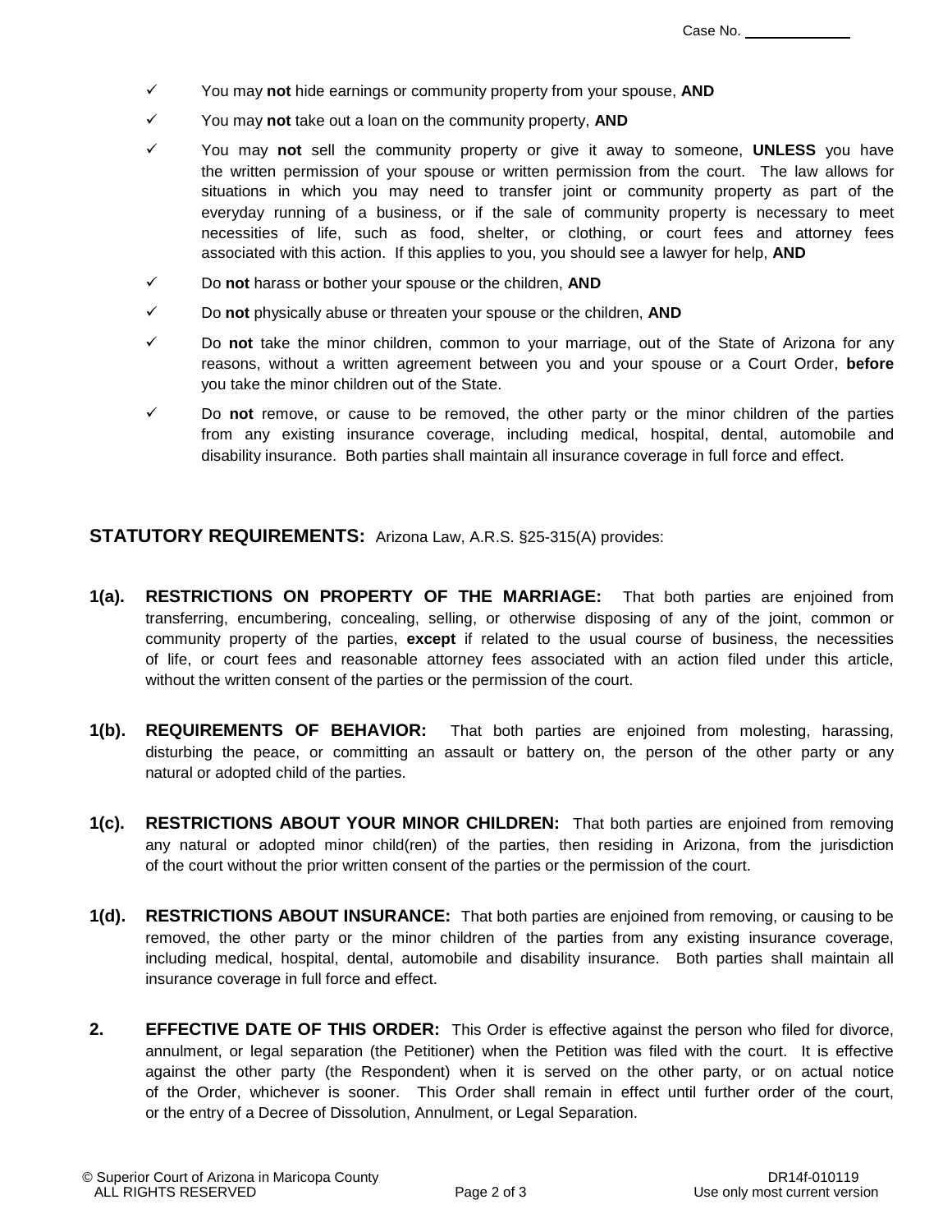Case No. ____________

- ✓ You may **not** hide earnings or community property from your spouse, **AND**
- ✓ You may **not** take out a loan on the community property, **AND**
- ✓ You may **not** sell the community property or give it away to someone, **UNLESS** you have the written permission of your spouse or written permission from the court. The law allows for situations in which you may need to transfer joint or community property as part of the everyday running of a business, or if the sale of community property is necessary to meet necessities of life, such as food, shelter, or clothing, or court fees and attorney fees associated with this action. If this applies to you, you should see a lawyer for help, **AND**
- ✓ Do **not** harass or bother your spouse or the children, **AND**
- ✓ Do **not** physically abuse or threaten your spouse or the children, **AND**
- ✓ Do **not** take the minor children, common to your marriage, out of the State of Arizona for any reasons, without a written agreement between you and your spouse or a Court Order, **before** you take the minor children out of the State.
- ✓ Do **not** remove, or cause to be removed, the other party or the minor children of the parties from any existing insurance coverage, including medical, hospital, dental, automobile and disability insurance. Both parties shall maintain all insurance coverage in full force and effect.

## STATUTORY REQUIREMENTS: Arizona Law, A.R.S. §25-315(A) provides:

**1(a). RESTRICTIONS ON PROPERTY OF THE MARRIAGE:** That both parties are enjoined from transferring, encumbering, concealing, selling, or otherwise disposing of any of the joint, common or community property of the parties, **except** if related to the usual course of business, the necessities of life, or court fees and reasonable attorney fees associated with an action filed under this article, without the written consent of the parties or the permission of the court.

**1(b). REQUIREMENTS OF BEHAVIOR:** That both parties are enjoined from molesting, harassing, disturbing the peace, or committing an assault or battery on, the person of the other party or any natural or adopted child of the parties.

**1(c). RESTRICTIONS ABOUT YOUR MINOR CHILDREN:** That both parties are enjoined from removing any natural or adopted minor child(ren) of the parties, then residing in Arizona, from the jurisdiction of the court without the prior written consent of the parties or the permission of the court.

**1(d). RESTRICTIONS ABOUT INSURANCE:** That both parties are enjoined from removing, or causing to be removed, the other party or the minor children of the parties from any existing insurance coverage, including medical, hospital, dental, automobile and disability insurance. Both parties shall maintain all insurance coverage in full force and effect.

**2. EFFECTIVE DATE OF THIS ORDER:** This Order is effective against the person who filed for divorce, annulment, or legal separation (the Petitioner) when the Petition was filed with the court. It is effective against the other party (the Respondent) when it is served on the other party, or on actual notice of the Order, whichever is sooner. This Order shall remain in effect until further order of the court, or the entry of a Decree of Dissolution, Annulment, or Legal Separation.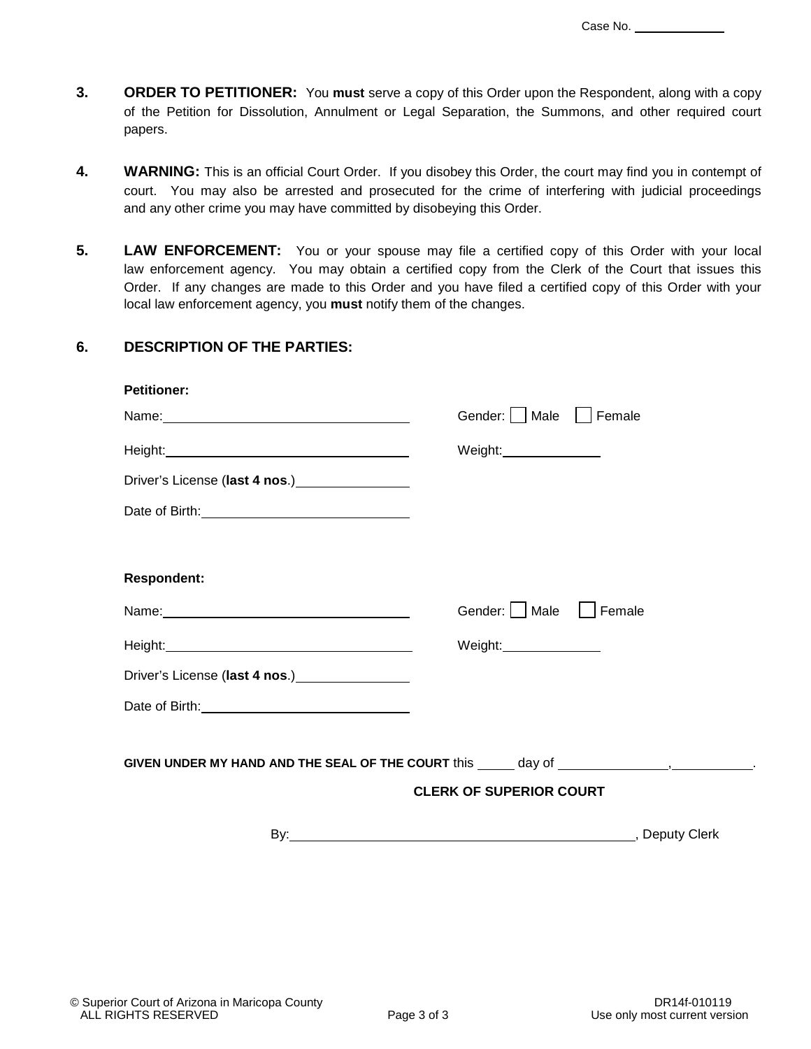Case No. ____________

**3. ORDER TO PETITIONER:** You **must** serve a copy of this Order upon the Respondent, along with a copy of the Petition for Dissolution, Annulment or Legal Separation, the Summons, and other required court papers.

**4. WARNING:** This is an official Court Order. If you disobey this Order, the court may find you in contempt of court. You may also be arrested and prosecuted for the crime of interfering with judicial proceedings and any other crime you may have committed by disobeying this Order.

**5. LAW ENFORCEMENT:** You or your spouse may file a certified copy of this Order with your local law enforcement agency. You may obtain a certified copy from the Clerk of the Court that issues this Order. If any changes are made to this Order and you have filed a certified copy of this Order with your local law enforcement agency, you **must** notify them of the changes.

**6. DESCRIPTION OF THE PARTIES:**

**Petitioner:**

Name: ______________________________ Gender: ☐ Male ☐ Female

Height: ______________________________ Weight: ____________

Driver's License (**last 4 nos**.) ______________

Date of Birth: __________________________

**Respondent:**

Name: ______________________________ Gender: ☐ Male ☐ Female

Height: ______________________________ Weight: ____________

Driver's License (**last 4 nos**.) ______________

Date of Birth: __________________________

**GIVEN UNDER MY HAND AND THE SEAL OF THE COURT** this _____ day of ______________, __________.

**CLERK OF SUPERIOR COURT**

By: ____________________________________________, Deputy Clerk

© Superior Court of Arizona in Maricopa County
ALL RIGHTS RESERVED

DR14f-010119
Use only most current version